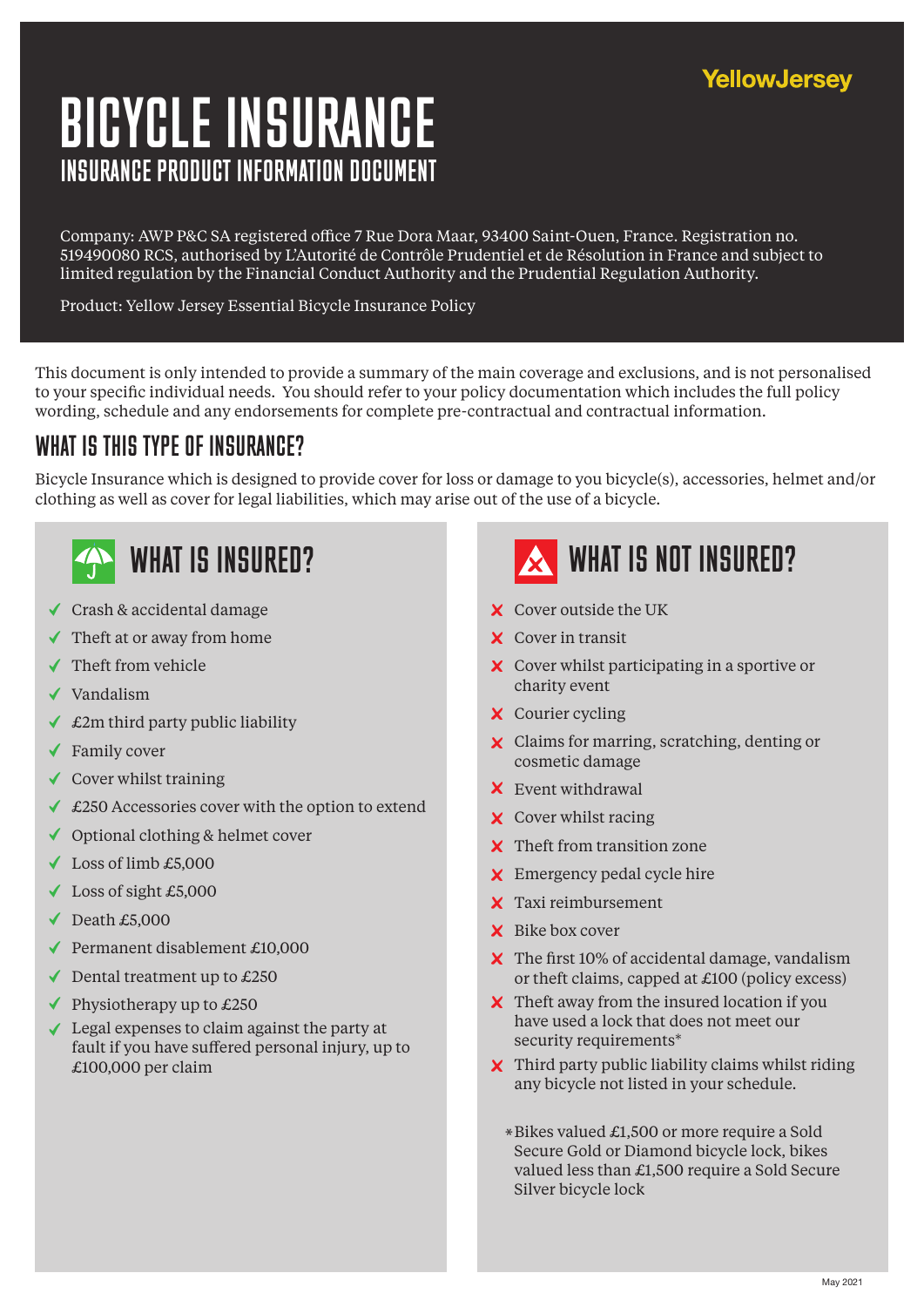YellowJersey

# BICYCLE INSURANCE

## INSURANCE PRODUCT INFORMATION DOCUMENT

Company: AWP P&C SA registered office 7 Rue Dora Maar, 93400 Saint-Ouen, France. Registration no. 519490080 RCS, authorised by L'Autorité de Contrôle Prudentiel et de Résolution in France and subject to limited regulation by the Financial Conduct Authority and the Prudential Regulation Authority.

Product: Yellow Jersey Essential Bicycle Insurance Policy

This document is only intended to provide a summary of the main coverage and exclusions, and is not personalised to your specific individual needs. You should refer to your policy documentation which includes the full policy wording, schedule and any endorsements for complete pre-contractual and contractual information.

## WHAT IS THIS TYPE OF INSURANCE?

Bicycle Insurance which is designed to provide cover for loss or damage to you bicycle(s), accessories, helmet and/or clothing as well as cover for legal liabilities, which may arise out of the use of a bicycle.

## WHAT IS INSURED?

- ✓ Crash & accidental damage
- ✓ Theft at or away from home
- ✓ Theft from vehicle
- ✓ Vandalism
- ✓ £2m third party public liability
- ✓ Family cover
- ✓ Cover whilst training
- ✓ £250 Accessories cover with the option to extend
- ✓ Optional clothing & helmet cover
- ✓ Loss of limb £5,000
- ✓ Loss of sight £5,000
- ✓ Death £5,000
- ✓ Permanent disablement £10,000
- ✓ Dental treatment up to £250
- ✓ Physiotherapy up to £250
- ✓ Legal expenses to claim against the party at fault if you have suffered personal injury, up to £100,000 per claim

## WHAT IS NOT INSURED?

- ✗ Cover outside the UK
- ✗ Cover in transit
- ✗ Cover whilst participating in a sportive or charity event
- ✗ Courier cycling
- ✗ Claims for marring, scratching, denting or cosmetic damage
- ✗ Event withdrawal
- ✗ Cover whilst racing
- ✗ Theft from transition zone
- ✗ Emergency pedal cycle hire
- ✗ Taxi reimbursement
- ✗ Bike box cover
- ✗ The first 10% of accidental damage, vandalism or theft claims, capped at £100 (policy excess)
- ✗ Theft away from the insured location if you have used a lock that does not meet our security requirements*
- ✗ Third party public liability claims whilst riding any bicycle not listed in your schedule.

*Bikes valued £1,500 or more require a Sold Secure Gold or Diamond bicycle lock, bikes valued less than £1,500 require a Sold Secure Silver bicycle lock

May 2021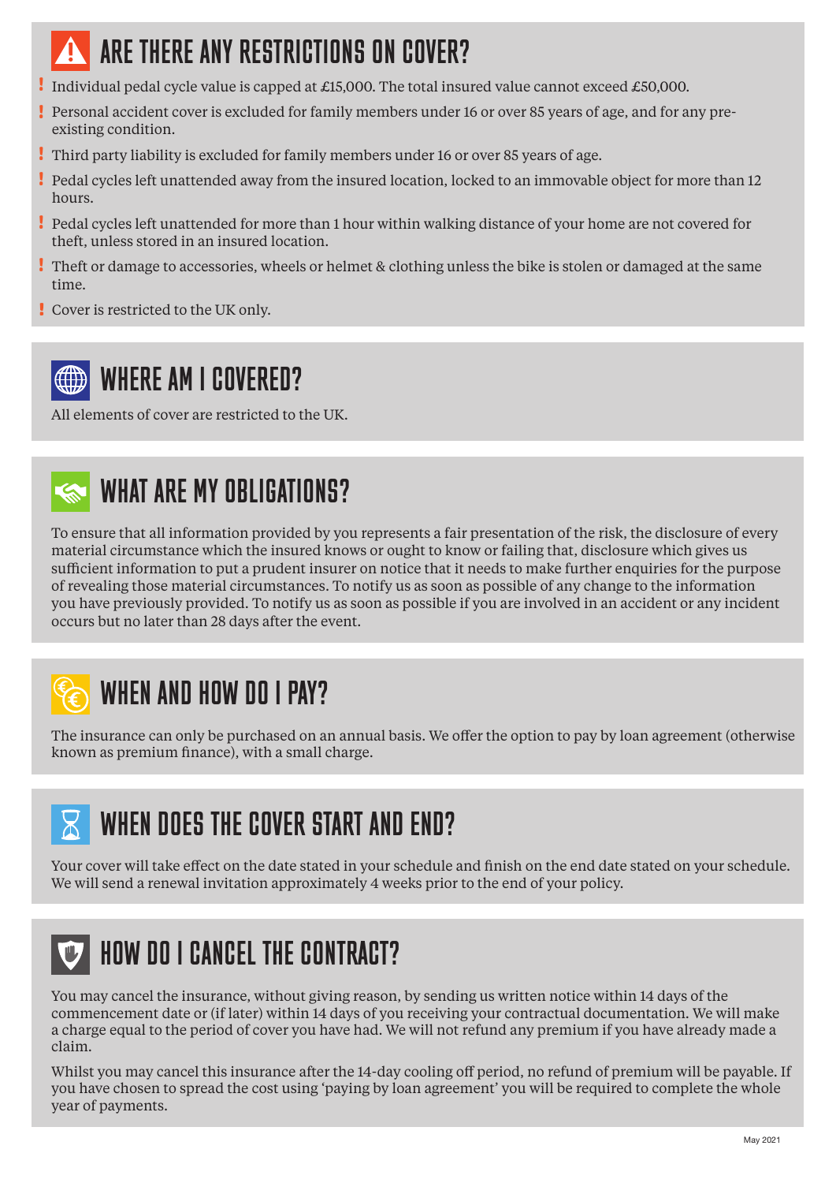## ARE THERE ANY RESTRICTIONS ON COVER?

- ! Individual pedal cycle value is capped at £15,000. The total insured value cannot exceed £50,000.
- ! Personal accident cover is excluded for family members under 16 or over 85 years of age, and for any pre-existing condition.
- ! Third party liability is excluded for family members under 16 or over 85 years of age.
- ! Pedal cycles left unattended away from the insured location, locked to an immovable object for more than 12 hours.
- ! Pedal cycles left unattended for more than 1 hour within walking distance of your home are not covered for theft, unless stored in an insured location.
- ! Theft or damage to accessories, wheels or helmet & clothing unless the bike is stolen or damaged at the same time.
- ! Cover is restricted to the UK only.

## WHERE AM I COVERED?

All elements of cover are restricted to the UK.

## WHAT ARE MY OBLIGATIONS?

To ensure that all information provided by you represents a fair presentation of the risk, the disclosure of every material circumstance which the insured knows or ought to know or failing that, disclosure which gives us sufficient information to put a prudent insurer on notice that it needs to make further enquiries for the purpose of revealing those material circumstances. To notify us as soon as possible of any change to the information you have previously provided. To notify us as soon as possible if you are involved in an accident or any incident occurs but no later than 28 days after the event.

## WHEN AND HOW DO I PAY?

The insurance can only be purchased on an annual basis. We offer the option to pay by loan agreement (otherwise known as premium finance), with a small charge.

## WHEN DOES THE COVER START AND END?

Your cover will take effect on the date stated in your schedule and finish on the end date stated on your schedule. We will send a renewal invitation approximately 4 weeks prior to the end of your policy.

## HOW DO I CANCEL THE CONTRACT?

You may cancel the insurance, without giving reason, by sending us written notice within 14 days of the commencement date or (if later) within 14 days of you receiving your contractual documentation. We will make a charge equal to the period of cover you have had. We will not refund any premium if you have already made a claim.

Whilst you may cancel this insurance after the 14-day cooling off period, no refund of premium will be payable. If you have chosen to spread the cost using 'paying by loan agreement' you will be required to complete the whole year of payments.

May 2021